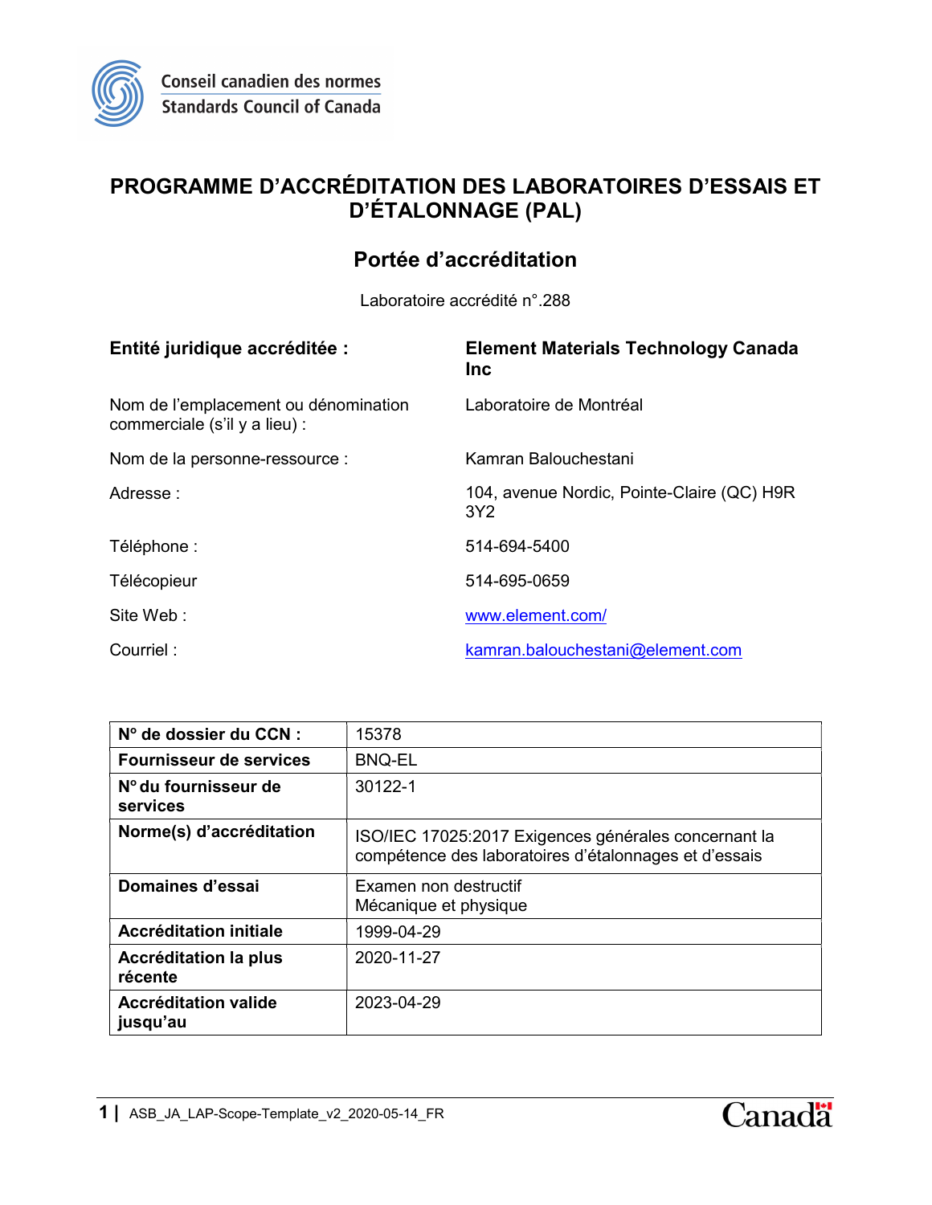Conseil canadien des normes
Standards Council of Canada

# PROGRAMME D'ACCRÉDITATION DES LABORATOIRES D'ESSAIS ET D'ÉTALONNAGE (PAL)

## Portée d'accréditation

Laboratoire accrédité n°.288

| | |
|---|---|
| **Entité juridique accréditée :** | **Element Materials Technology Canada Inc** |
| Nom de l'emplacement ou dénomination commerciale (s'il y a lieu) : | Laboratoire de Montréal |
| Nom de la personne-ressource : | Kamran Balouchestani |
| Adresse : | 104, avenue Nordic, Pointe-Claire (QC) H9R 3Y2 |
| Téléphone : | 514-694-5400 |
| Télécopieur | 514-695-0659 |
| Site Web : | www.element.com/ |
| Courriel : | kamran.balouchestani@element.com |

| | |
|---|---|
| **N° de dossier du CCN :** | 15378 |
| **Fournisseur de services** | BNQ-EL |
| **N° du fournisseur de services** | 30122-1 |
| **Norme(s) d'accréditation** | ISO/IEC 17025:2017 Exigences générales concernant la compétence des laboratoires d'étalonnages et d'essais |
| **Domaines d'essai** | Examen non destructif<br>Mécanique et physique |
| **Accréditation initiale** | 1999-04-29 |
| **Accréditation la plus récente** | 2020-11-27 |
| **Accréditation valide jusqu'au** | 2023-04-29 |

ASB_JA_LAP-Scope-Template_v2_2020-05-14_FR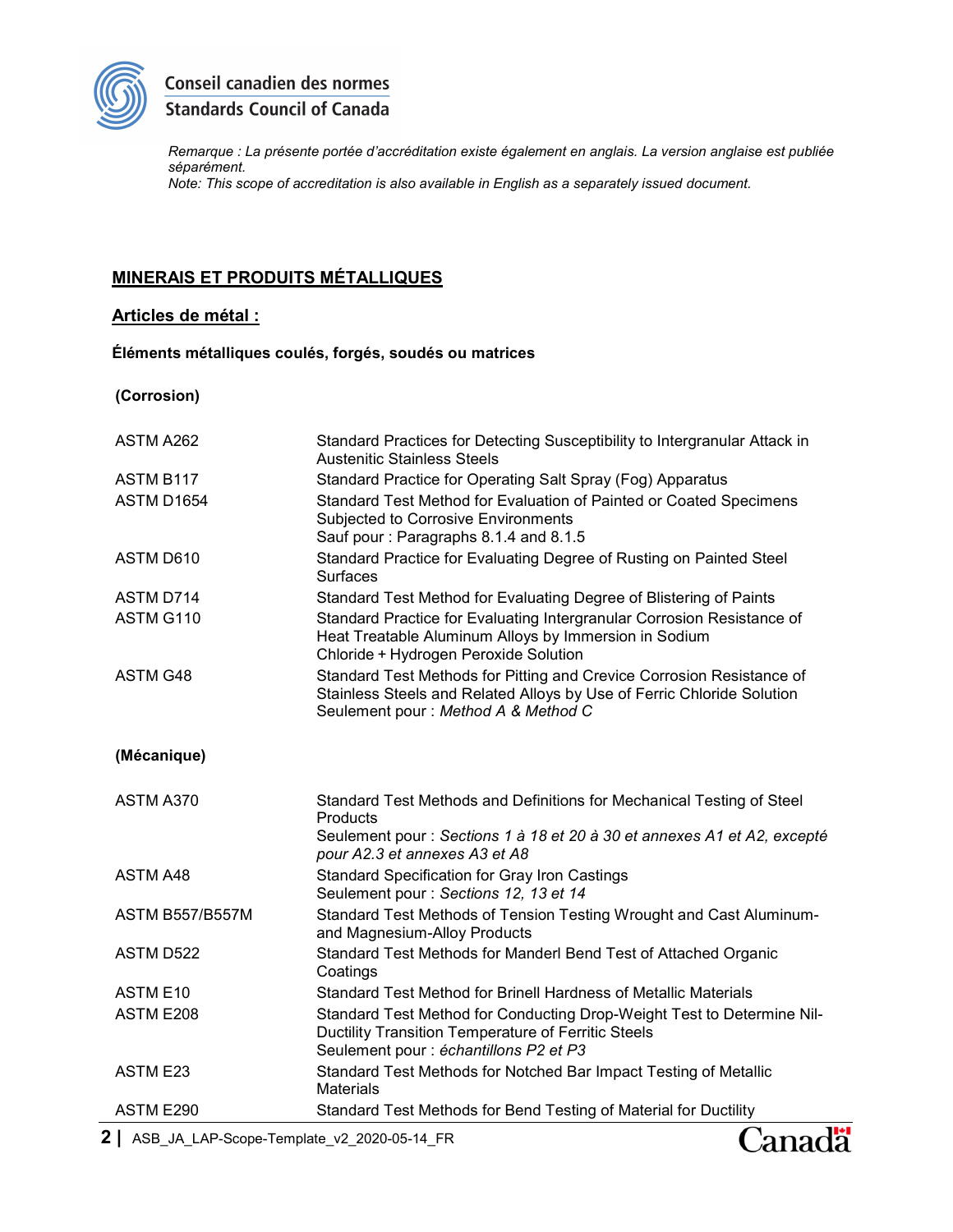*Remarque : La présente portée d'accréditation existe également en anglais. La version anglaise est publiée séparément.*
*Note: This scope of accreditation is also available in English as a separately issued document.*

## MINERAIS ET PRODUITS MÉTALLIQUES

### Articles de métal :

**Éléments métalliques coulés, forgés, soudés ou matrices**

**(Corrosion)**

| | |
|---|---|
| ASTM A262 | Standard Practices for Detecting Susceptibility to Intergranular Attack in Austenitic Stainless Steels |
| ASTM B117 | Standard Practice for Operating Salt Spray (Fog) Apparatus |
| ASTM D1654 | Standard Test Method for Evaluation of Painted or Coated Specimens Subjected to Corrosive Environments<br>Sauf pour : Paragraphs 8.1.4 and 8.1.5 |
| ASTM D610 | Standard Practice for Evaluating Degree of Rusting on Painted Steel Surfaces |
| ASTM D714 | Standard Test Method for Evaluating Degree of Blistering of Paints |
| ASTM G110 | Standard Practice for Evaluating Intergranular Corrosion Resistance of Heat Treatable Aluminum Alloys by Immersion in Sodium Chloride + Hydrogen Peroxide Solution |
| ASTM G48 | Standard Test Methods for Pitting and Crevice Corrosion Resistance of Stainless Steels and Related Alloys by Use of Ferric Chloride Solution<br>Seulement pour : *Method A & Method C* |

**(Mécanique)**

| | |
|---|---|
| ASTM A370 | Standard Test Methods and Definitions for Mechanical Testing of Steel Products<br>Seulement pour : *Sections 1 à 18 et 20 à 30 et annexes A1 et A2, excepté pour A2.3 et annexes A3 et A8* |
| ASTM A48 | Standard Specification for Gray Iron Castings<br>Seulement pour : *Sections 12, 13 et 14* |
| ASTM B557/B557M | Standard Test Methods of Tension Testing Wrought and Cast Aluminum- and Magnesium-Alloy Products |
| ASTM D522 | Standard Test Methods for Manderl Bend Test of Attached Organic Coatings |
| ASTM E10 | Standard Test Method for Brinell Hardness of Metallic Materials |
| ASTM E208 | Standard Test Method for Conducting Drop-Weight Test to Determine Nil-Ductility Transition Temperature of Ferritic Steels<br>Seulement pour : *échantillons P2 et P3* |
| ASTM E23 | Standard Test Methods for Notched Bar Impact Testing of Metallic Materials |
| ASTM E290 | Standard Test Methods for Bend Testing of Material for Ductility |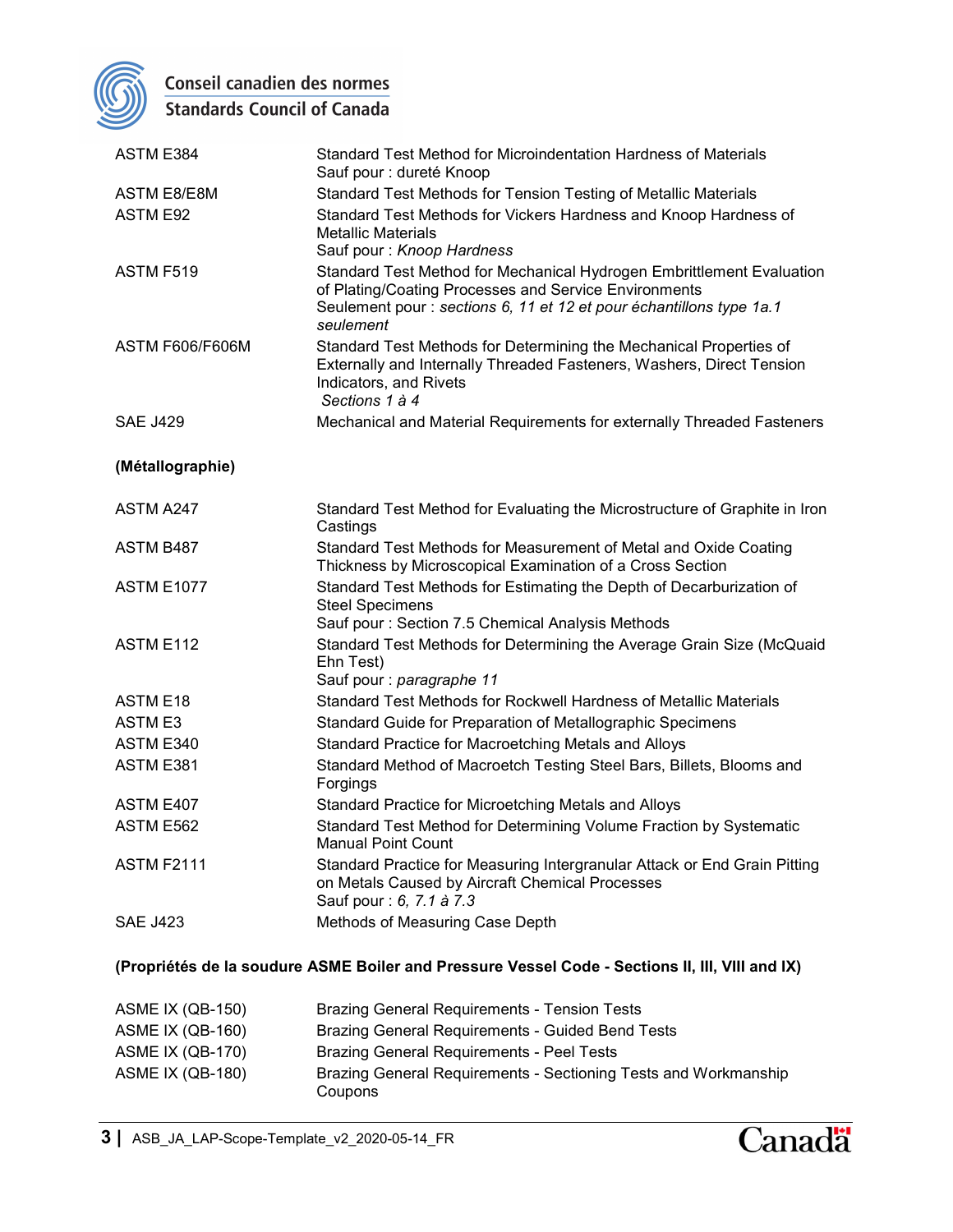| | |
|---|---|
| ASTM E384 | Standard Test Method for Microindentation Hardness of Materials<br>Sauf pour : dureté Knoop |
| ASTM E8/E8M | Standard Test Methods for Tension Testing of Metallic Materials |
| ASTM E92 | Standard Test Methods for Vickers Hardness and Knoop Hardness of Metallic Materials<br>Sauf pour : *Knoop Hardness* |
| ASTM F519 | Standard Test Method for Mechanical Hydrogen Embrittlement Evaluation of Plating/Coating Processes and Service Environments<br>Seulement pour : *sections 6, 11 et 12 et pour échantillons type 1a.1 seulement* |
| ASTM F606/F606M | Standard Test Methods for Determining the Mechanical Properties of Externally and Internally Threaded Fasteners, Washers, Direct Tension Indicators, and Rivets<br>*Sections 1 à 4* |
| SAE J429 | Mechanical and Material Requirements for externally Threaded Fasteners |

**(Métallographie)**

| | |
|---|---|
| ASTM A247 | Standard Test Method for Evaluating the Microstructure of Graphite in Iron Castings |
| ASTM B487 | Standard Test Methods for Measurement of Metal and Oxide Coating Thickness by Microscopical Examination of a Cross Section |
| ASTM E1077 | Standard Test Methods for Estimating the Depth of Decarburization of Steel Specimens<br>Sauf pour : Section 7.5 Chemical Analysis Methods |
| ASTM E112 | Standard Test Methods for Determining the Average Grain Size (McQuaid Ehn Test)<br>Sauf pour : *paragraphe 11* |
| ASTM E18 | Standard Test Methods for Rockwell Hardness of Metallic Materials |
| ASTM E3 | Standard Guide for Preparation of Metallographic Specimens |
| ASTM E340 | Standard Practice for Macroetching Metals and Alloys |
| ASTM E381 | Standard Method of Macroetch Testing Steel Bars, Billets, Blooms and Forgings |
| ASTM E407 | Standard Practice for Microetching Metals and Alloys |
| ASTM E562 | Standard Test Method for Determining Volume Fraction by Systematic Manual Point Count |
| ASTM F2111 | Standard Practice for Measuring Intergranular Attack or End Grain Pitting on Metals Caused by Aircraft Chemical Processes<br>Sauf pour : *6, 7.1 à 7.3* |
| SAE J423 | Methods of Measuring Case Depth |

**(Propriétés de la soudure ASME Boiler and Pressure Vessel Code - Sections II, III, VIII and IX)**

| | |
|---|---|
| ASME IX (QB-150) | Brazing General Requirements - Tension Tests |
| ASME IX (QB-160) | Brazing General Requirements - Guided Bend Tests |
| ASME IX (QB-170) | Brazing General Requirements - Peel Tests |
| ASME IX (QB-180) | Brazing General Requirements - Sectioning Tests and Workmanship Coupons |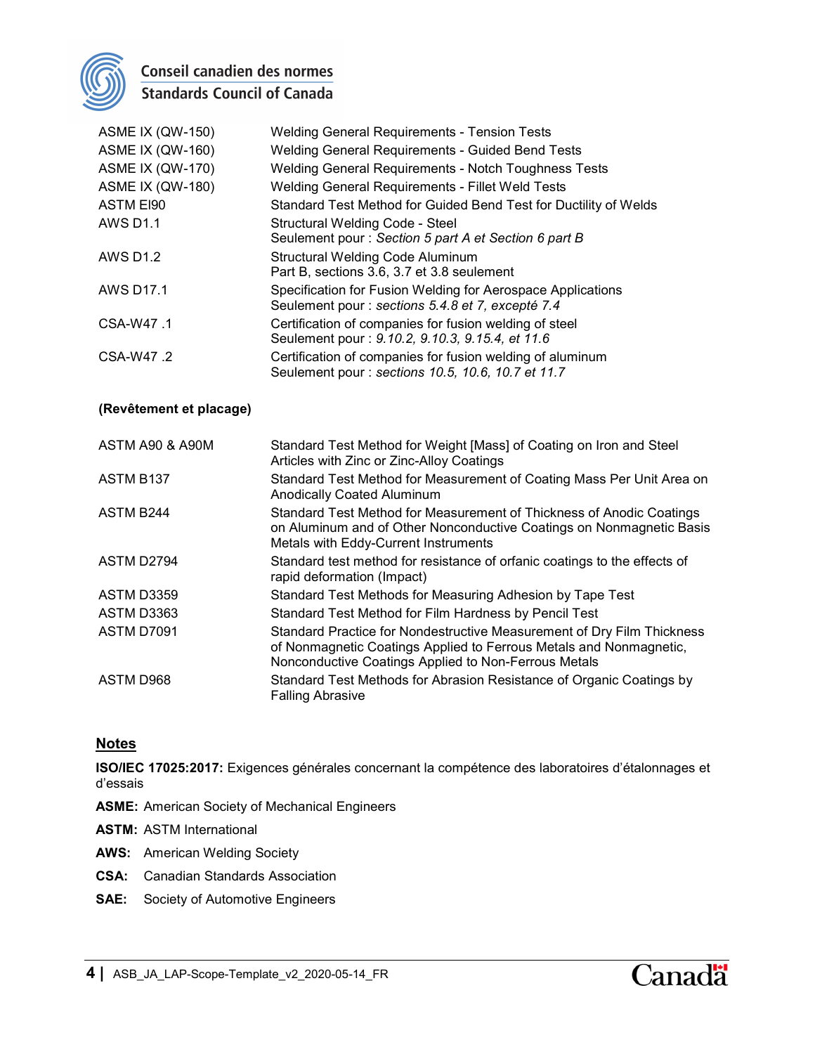| | |
|---|---|
| ASME IX (QW-150) | Welding General Requirements - Tension Tests |
| ASME IX (QW-160) | Welding General Requirements - Guided Bend Tests |
| ASME IX (QW-170) | Welding General Requirements - Notch Toughness Tests |
| ASME IX (QW-180) | Welding General Requirements - Fillet Weld Tests |
| ASTM EI90 | Standard Test Method for Guided Bend Test for Ductility of Welds |
| AWS D1.1 | Structural Welding Code - Steel<br>Seulement pour : *Section 5 part A et Section 6 part B* |
| AWS D1.2 | Structural Welding Code Aluminum<br>Part B, sections 3.6, 3.7 et 3.8 seulement |
| AWS D17.1 | Specification for Fusion Welding for Aerospace Applications<br>Seulement pour : *sections 5.4.8 et 7, excepté 7.4* |
| CSA-W47 .1 | Certification of companies for fusion welding of steel<br>Seulement pour : *9.10.2, 9.10.3, 9.15.4, et 11.6* |
| CSA-W47 .2 | Certification of companies for fusion welding of aluminum<br>Seulement pour : *sections 10.5, 10.6, 10.7 et 11.7* |

**(Revêtement et placage)**

| | |
|---|---|
| ASTM A90 & A90M | Standard Test Method for Weight [Mass] of Coating on Iron and Steel Articles with Zinc or Zinc-Alloy Coatings |
| ASTM B137 | Standard Test Method for Measurement of Coating Mass Per Unit Area on Anodically Coated Aluminum |
| ASTM B244 | Standard Test Method for Measurement of Thickness of Anodic Coatings on Aluminum and of Other Nonconductive Coatings on Nonmagnetic Basis Metals with Eddy-Current Instruments |
| ASTM D2794 | Standard test method for resistance of orfanic coatings to the effects of rapid deformation (Impact) |
| ASTM D3359 | Standard Test Methods for Measuring Adhesion by Tape Test |
| ASTM D3363 | Standard Test Method for Film Hardness by Pencil Test |
| ASTM D7091 | Standard Practice for Nondestructive Measurement of Dry Film Thickness of Nonmagnetic Coatings Applied to Ferrous Metals and Nonmagnetic, Nonconductive Coatings Applied to Non-Ferrous Metals |
| ASTM D968 | Standard Test Methods for Abrasion Resistance of Organic Coatings by Falling Abrasive |

## Notes

**ISO/IEC 17025:2017:** Exigences générales concernant la compétence des laboratoires d'étalonnages et d'essais

**ASME:** American Society of Mechanical Engineers

**ASTM:** ASTM International

**AWS:** American Welding Society

**CSA:** Canadian Standards Association

**SAE:** Society of Automotive Engineers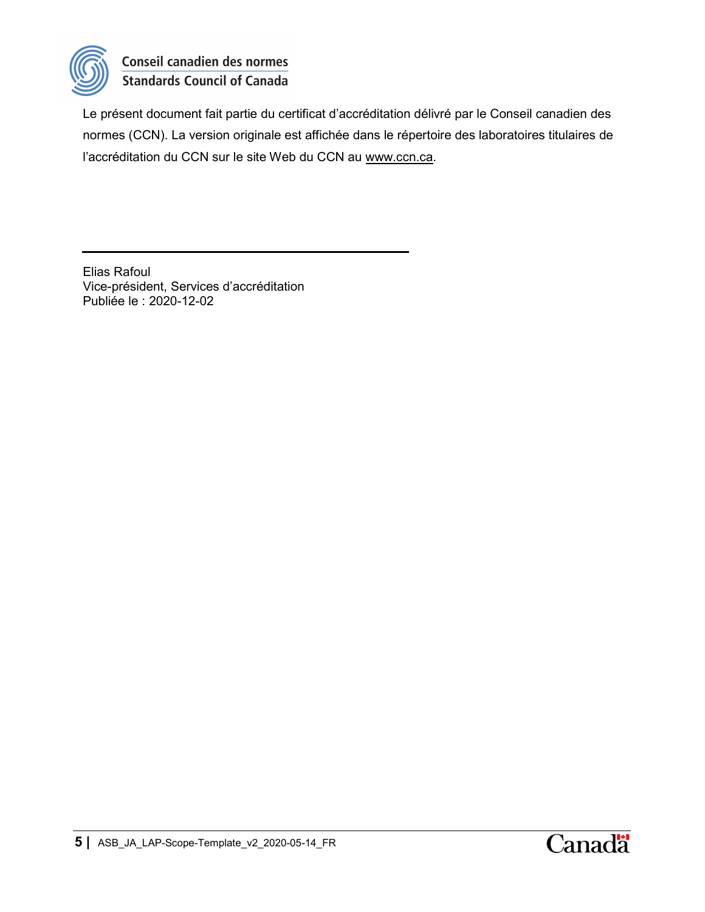Conseil canadien des normes
Standards Council of Canada

Le présent document fait partie du certificat d'accréditation délivré par le Conseil canadien des normes (CCN). La version originale est affichée dans le répertoire des laboratoires titulaires de l'accréditation du CCN sur le site Web du CCN au www.ccn.ca.

---

Elias Rafoul
Vice-président, Services d'accréditation
Publiée le : 2020-12-02